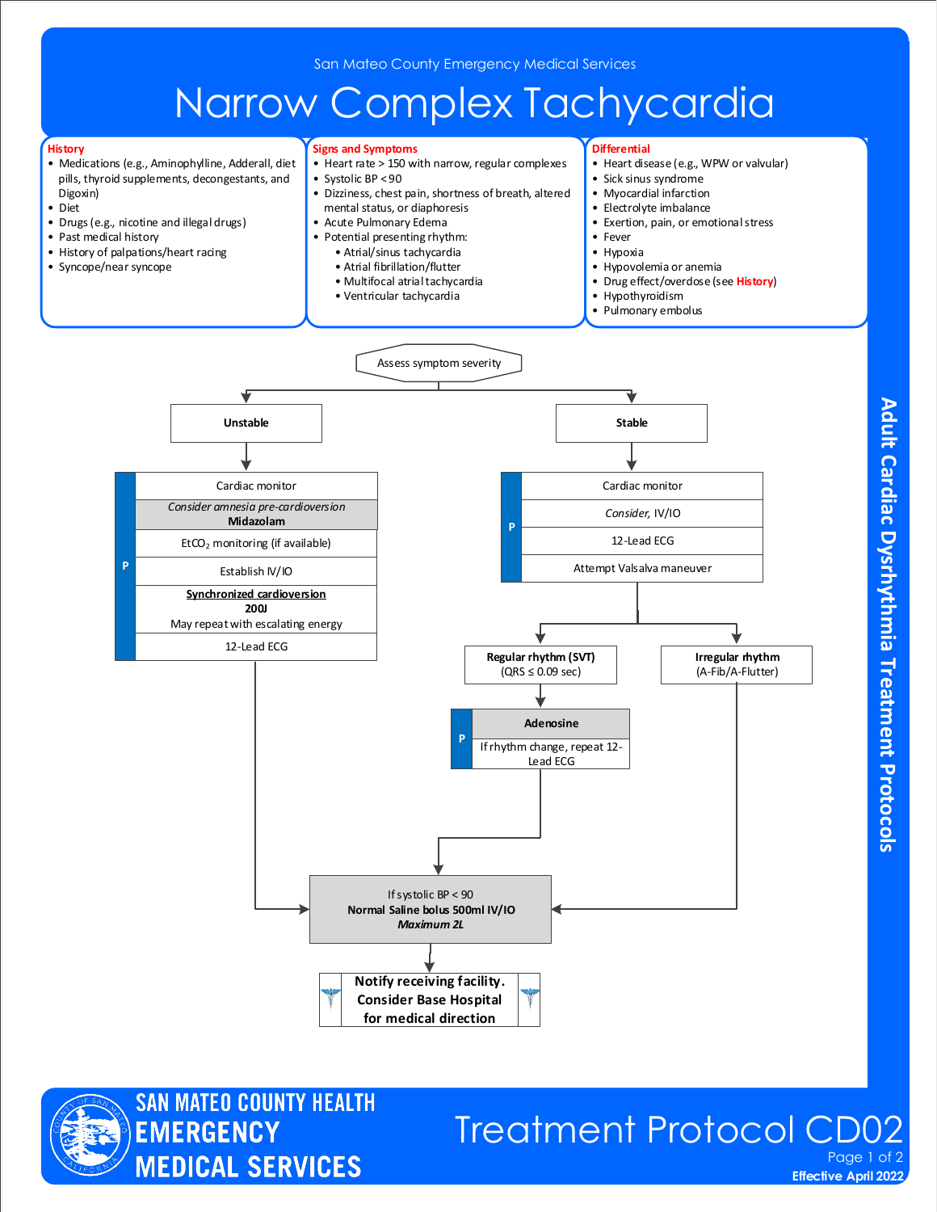San Mateo County Emergency Medical Services

# Narrow Complex Tachycardia

### History

- Medications (e.g., Aminophylline, Adderall, diet pills, thyroid supplements, decongestants, and Digoxin)
- Diet
- Drugs (e.g., nicotine and illegal drugs)
- Past medical history
- History of palpations/heart racing
- Syncope/near syncope

### Signs and Symptoms

- Heart rate > 150 with narrow, regular complexes
- Systolic BP < 90
- Dizziness, chest pain, shortness of breath, altered mental status, or diaphoresis
- Acute Pulmonary Edema
- Potential presenting rhythm:
  - Atrial/sinus tachycardia
  - Atrial fibrillation/flutter
  - Multifocal atrial tachycardia
  - Ventricular tachycardia

### Differential

- Heart disease (e.g., WPW or valvular)
- Sick sinus syndrome
- Myocardial infarction
- Electrolyte imbalance
- Exertion, pain, or emotional stress
- Fever
- Hypoxia
- Hypovolemia or anemia
- Drug effect/overdose (see History)
- Hypothyroidism
- Pulmonary embolus

---

**Assess symptom severity**

#### Unstable

P:
- Cardiac monitor
- *Consider amnesia pre-cardioversion* **Midazolam**
- $EtCO_2$ monitoring (if available)
- Establish IV/IO
- **Synchronized cardioversion** **200J** May repeat with escalating energy
- 12-Lead ECG

→ If systolic BP < 90 (see below)

#### Stable

P:
- Cardiac monitor
- *Consider*, IV/IO
- 12-Lead ECG
- Attempt Valsalva maneuver

**Regular rhythm (SVT)** (QRS ≤ 0.09 sec)

P:
- **Adenosine**
- If rhythm change, repeat 12-Lead ECG

→ If systolic BP < 90 (see below)

**Irregular rhythm** (A-Fib/A-Flutter)

→ If systolic BP < 90 (see below)

---

If systolic BP < 90
**Normal Saline bolus 500ml IV/IO**
***Maximum 2L***

**Notify receiving facility. Consider Base Hospital for medical direction**

Adult Cardiac Dysrhythmia Treatment Protocols

SAN MATEO COUNTY HEALTH EMERGENCY MEDICAL SERVICES

Treatment Protocol CD02

Effective April 2022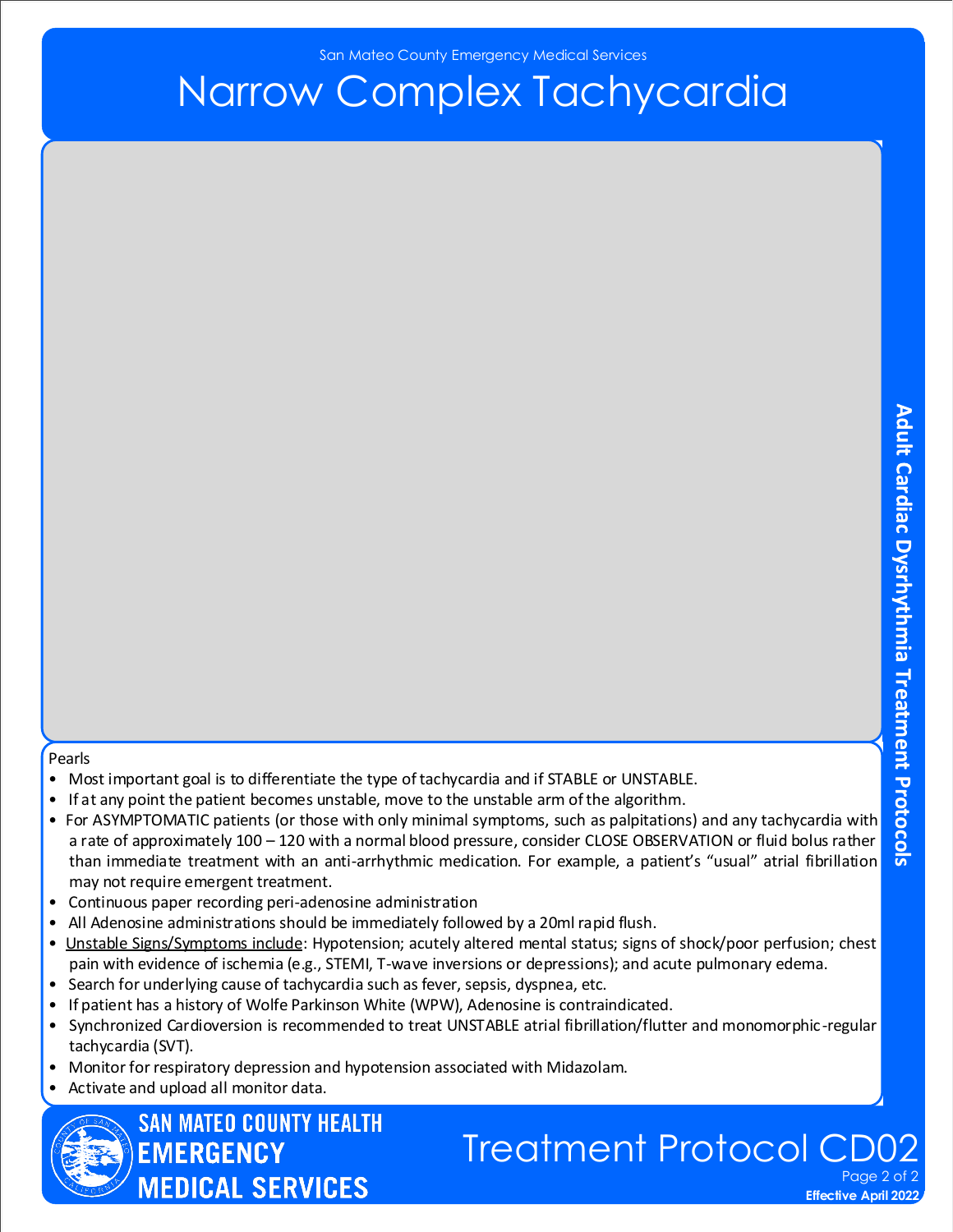# Narrow Complex Tachycardia

Pearls

- Most important goal is to differentiate the type of tachycardia and if STABLE or UNSTABLE.
- If at any point the patient becomes unstable, move to the unstable arm of the algorithm.
- For ASYMPTOMATIC patients (or those with only minimal symptoms, such as palpitations) and any tachycardia with a rate of approximately 100 – 120 with a normal blood pressure, consider CLOSE OBSERVATION or fluid bolus rather than immediate treatment with an anti-arrhythmic medication. For example, a patient's "usual" atrial fibrillation may not require emergent treatment.
- Continuous paper recording peri-adenosine administration
- All Adenosine administrations should be immediately followed by a 20ml rapid flush.
- Unstable Signs/Symptoms include: Hypotension; acutely altered mental status; signs of shock/poor perfusion; chest pain with evidence of ischemia (e.g., STEMI, T-wave inversions or depressions); and acute pulmonary edema.
- Search for underlying cause of tachycardia such as fever, sepsis, dyspnea, etc.
- If patient has a history of Wolfe Parkinson White (WPW), Adenosine is contraindicated.
- Synchronized Cardioversion is recommended to treat UNSTABLE atrial fibrillation/flutter and monomorphic-regular tachycardia (SVT).
- Monitor for respiratory depression and hypotension associated with Midazolam.
- Activate and upload all monitor data.

Treatment Protocol CD02

Effective April 2022